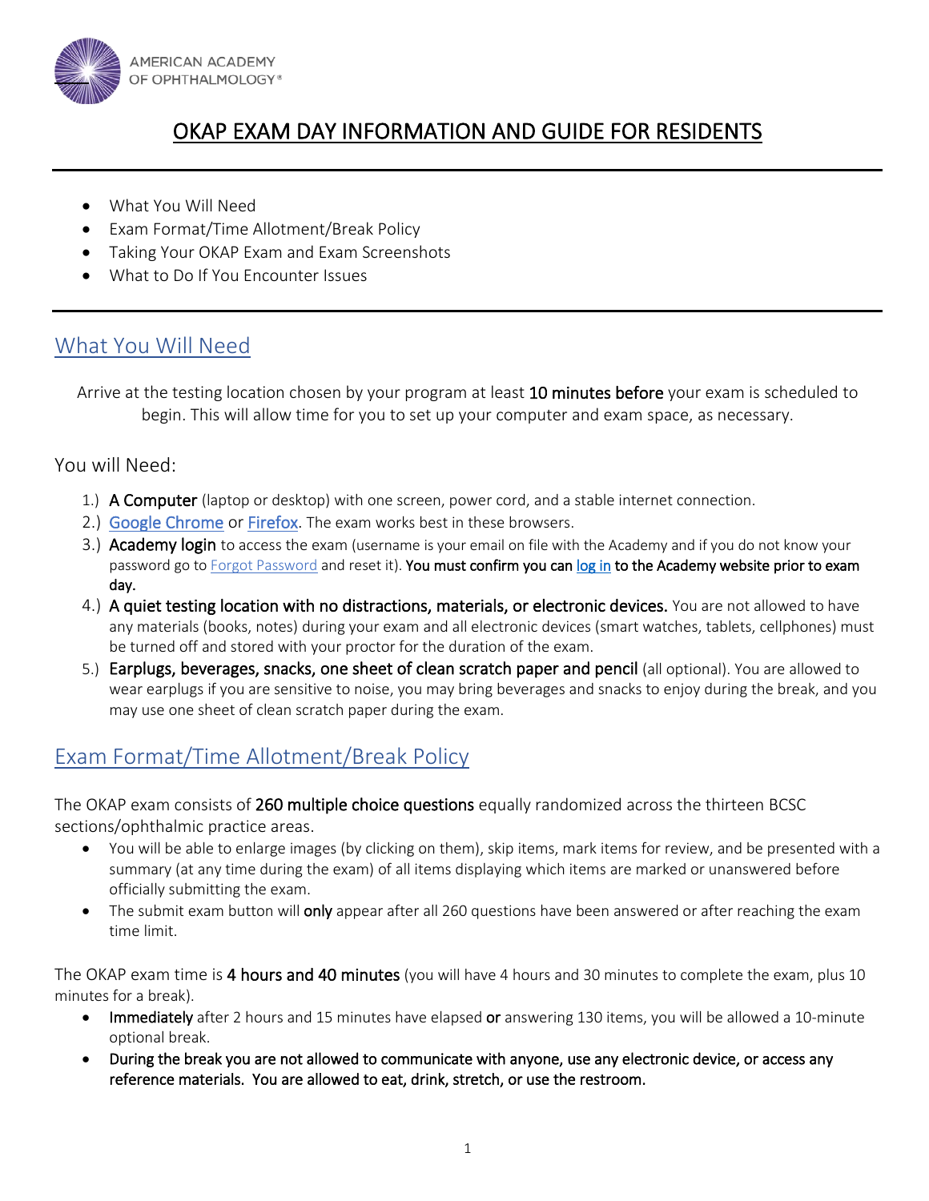AMERICAN ACADEMY OF OPHTHALMOLOGY®

# OKAP EXAM DAY INFORMATION AND GUIDE FOR RESIDENTS

- What You Will Need
- Exam Format/Time Allotment/Break Policy
- Taking Your OKAP Exam and Exam Screenshots
- What to Do If You Encounter Issues

## What You Will Need

Arrive at the testing location chosen by your program at least **10 minutes before** your exam is scheduled to begin. This will allow time for you to set up your computer and exam space, as necessary.

### You will Need:

1.) **A Computer** (laptop or desktop) with one screen, power cord, and a stable internet connection.
2.) **Google Chrome or Firefox**. The exam works best in these browsers.
3.) **Academy login** to access the exam (username is your email on file with the Academy and if you do not know your password go to Forgot Password and reset it). **You must confirm you can log in to the Academy website prior to exam day.**
4.) **A quiet testing location with no distractions, materials, or electronic devices.** You are not allowed to have any materials (books, notes) during your exam and all electronic devices (smart watches, tablets, cellphones) must be turned off and stored with your proctor for the duration of the exam.
5.) **Earplugs, beverages, snacks, one sheet of clean scratch paper and pencil** (all optional). You are allowed to wear earplugs if you are sensitive to noise, you may bring beverages and snacks to enjoy during the break, and you may use one sheet of clean scratch paper during the exam.

## Exam Format/Time Allotment/Break Policy

The OKAP exam consists of **260 multiple choice questions** equally randomized across the thirteen BCSC sections/ophthalmic practice areas.

- You will be able to enlarge images (by clicking on them), skip items, mark items for review, and be presented with a summary (at any time during the exam) of all items displaying which items are marked or unanswered before officially submitting the exam.
- The submit exam button will **only** appear after all 260 questions have been answered or after reaching the exam time limit.

The OKAP exam time is **4 hours and 40 minutes** (you will have 4 hours and 30 minutes to complete the exam, plus 10 minutes for a break).

- **Immediately** after 2 hours and 15 minutes have elapsed **or** answering 130 items, you will be allowed a 10-minute optional break.
- **During the break you are not allowed to communicate with anyone, use any electronic device, or access any reference materials. You are allowed to eat, drink, stretch, or use the restroom.**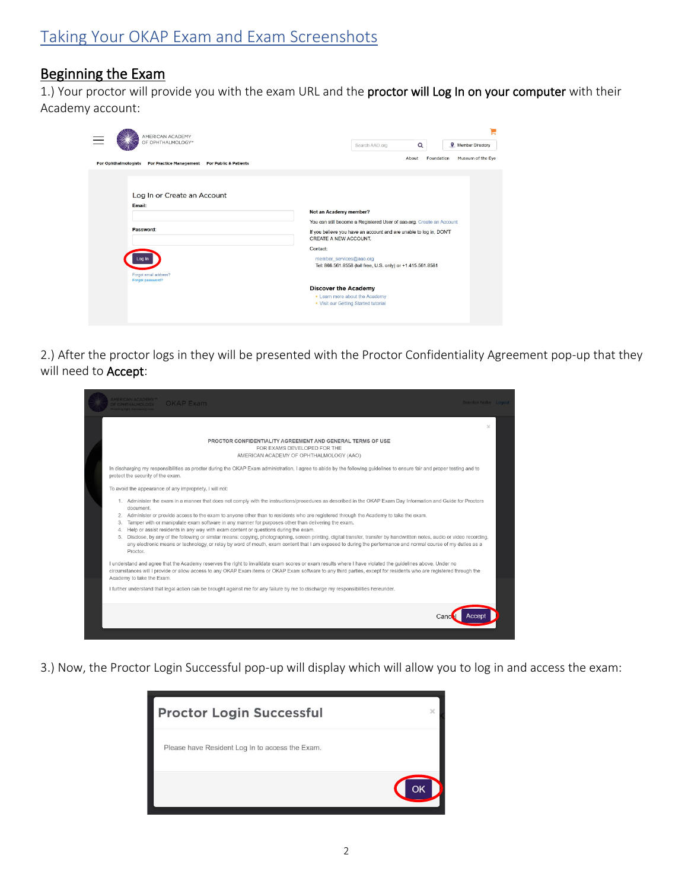# Taking Your OKAP Exam and Exam Screenshots

## Beginning the Exam

1.) Your proctor will provide you with the exam URL and the **proctor will Log In on your computer** with their Academy account:

2.) After the proctor logs in they will be presented with the Proctor Confidentiality Agreement pop-up that they will need to **Accept**:

3.) Now, the Proctor Login Successful pop-up will display which will allow you to log in and access the exam: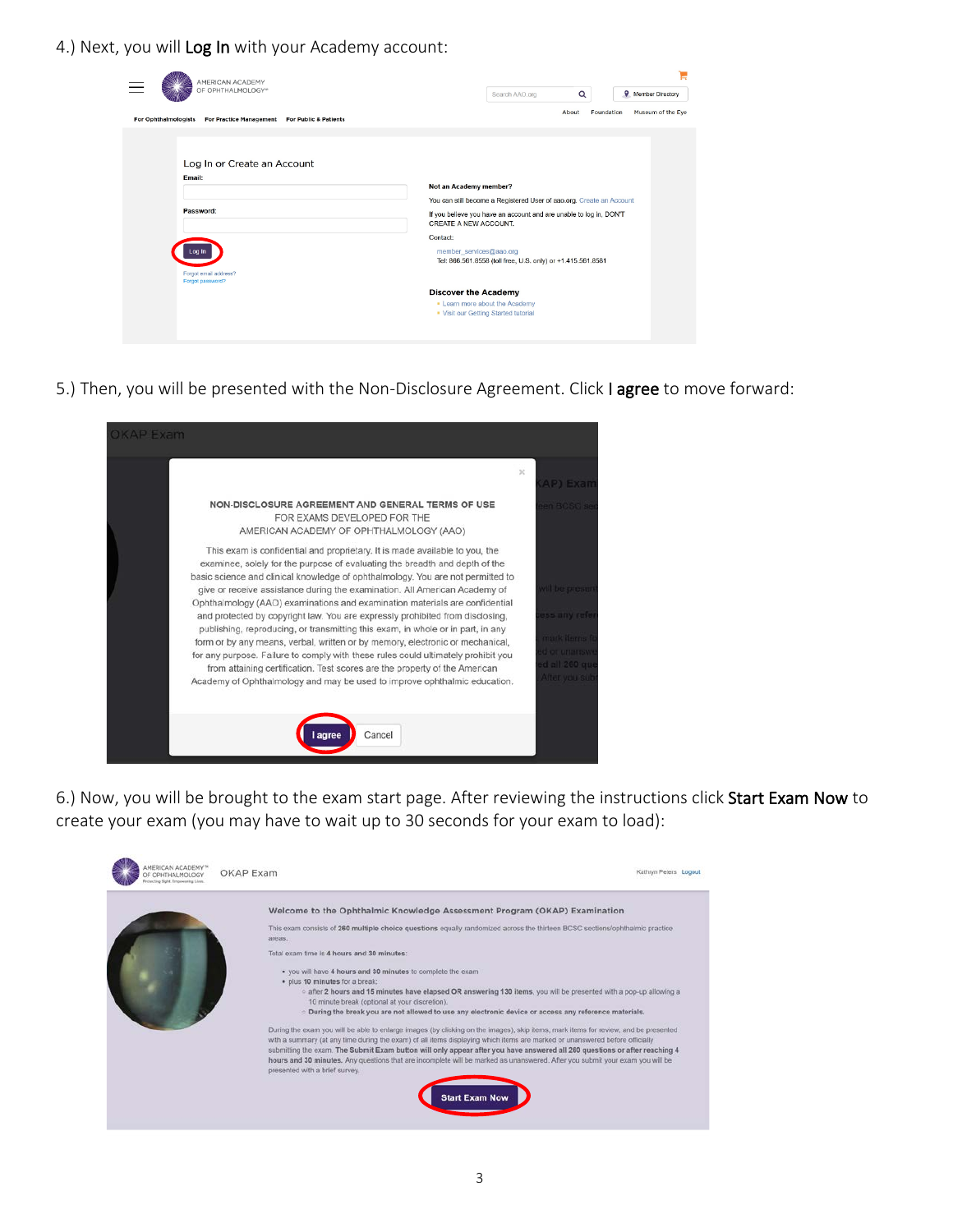4.) Next, you will **Log In** with your Academy account:

5.) Then, you will be presented with the Non-Disclosure Agreement. Click **I agree** to move forward:

6.) Now, you will be brought to the exam start page. After reviewing the instructions click **Start Exam Now** to create your exam (you may have to wait up to 30 seconds for your exam to load):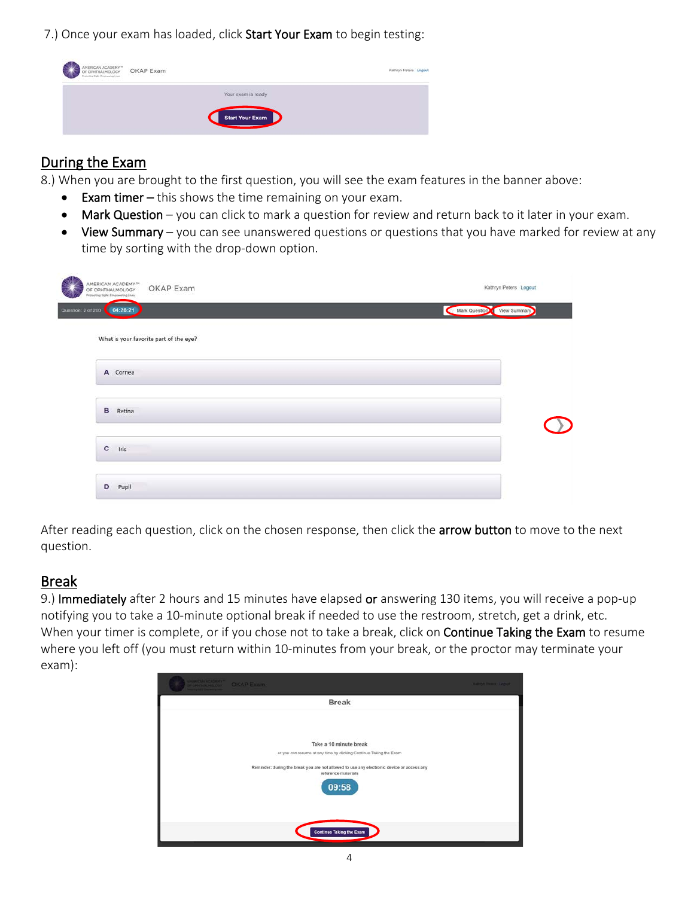7.) Once your exam has loaded, click **Start Your Exam** to begin testing:

## During the Exam

8.) When you are brought to the first question, you will see the exam features in the banner above:

- **Exam timer –** this shows the time remaining on your exam.
- **Mark Question** – you can click to mark a question for review and return back to it later in your exam.
- **View Summary** – you can see unanswered questions or questions that you have marked for review at any time by sorting with the drop-down option.

After reading each question, click on the chosen response, then click the **arrow button** to move to the next question.

## Break

9.) **Immediately** after 2 hours and 15 minutes have elapsed **or** answering 130 items, you will receive a pop-up notifying you to take a 10-minute optional break if needed to use the restroom, stretch, get a drink, etc. When your timer is complete, or if you chose not to take a break, click on **Continue Taking the Exam** to resume where you left off (you must return within 10-minutes from your break, or the proctor may terminate your exam):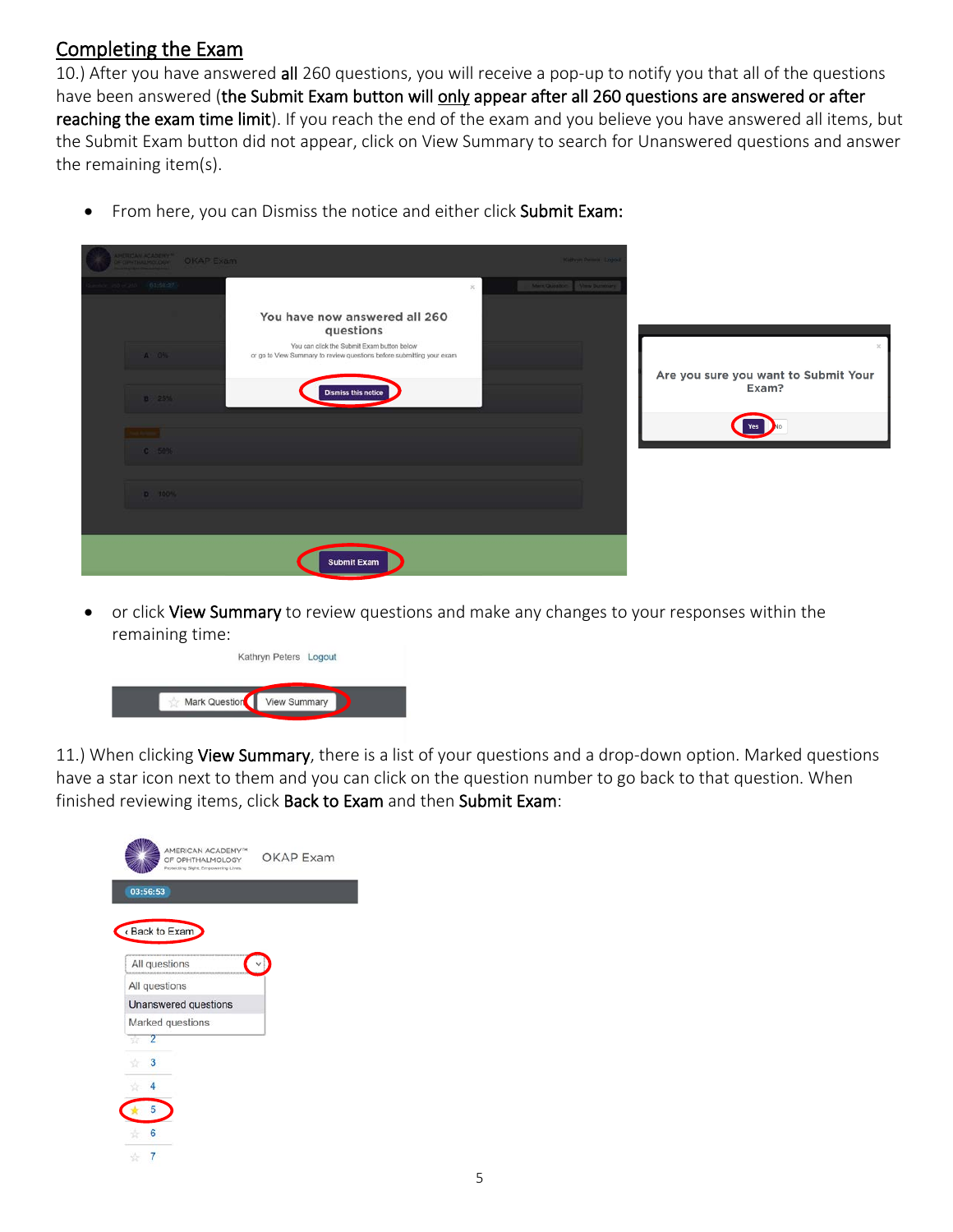## Completing the Exam

10.) After you have answered **all** 260 questions, you will receive a pop-up to notify you that all of the questions have been answered (**the Submit Exam button will <u>only</u> appear after all 260 questions are answered or after reaching the exam time limit**). If you reach the end of the exam and you believe you have answered all items, but the Submit Exam button did not appear, click on View Summary to search for Unanswered questions and answer the remaining item(s).

- From here, you can Dismiss the notice and either click **Submit Exam:**

- or click **View Summary** to review questions and make any changes to your responses within the remaining time:

11.) When clicking **View Summary**, there is a list of your questions and a drop-down option. Marked questions have a star icon next to them and you can click on the question number to go back to that question. When finished reviewing items, click **Back to Exam** and then **Submit Exam**: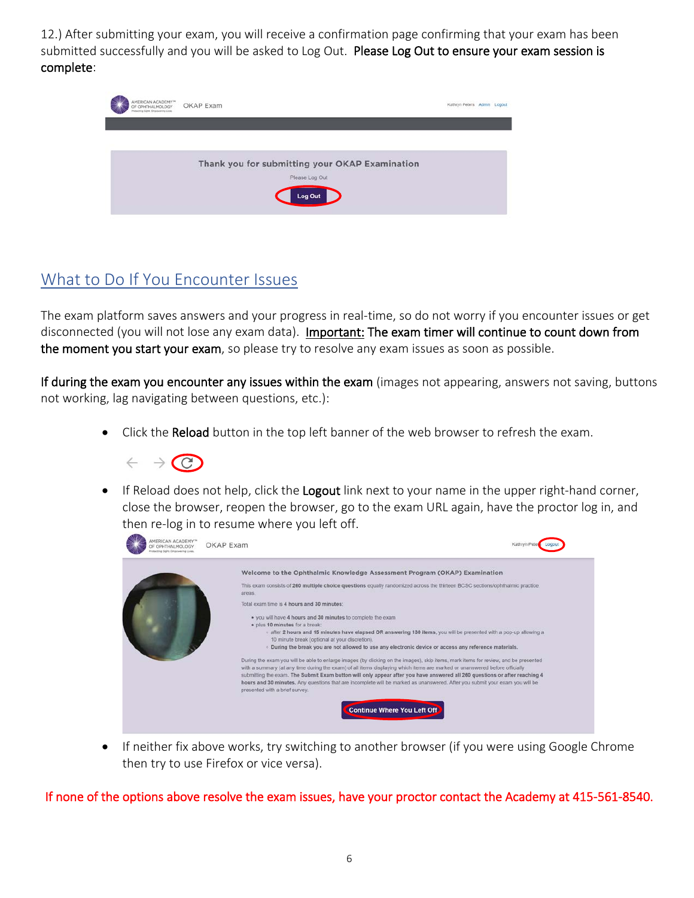12.) After submitting your exam, you will receive a confirmation page confirming that your exam has been submitted successfully and you will be asked to Log Out. **Please Log Out to ensure your exam session is complete**:

## What to Do If You Encounter Issues

The exam platform saves answers and your progress in real-time, so do not worry if you encounter issues or get disconnected (you will not lose any exam data). **Important: The exam timer will continue to count down from the moment you start your exam**, so please try to resolve any exam issues as soon as possible.

**If during the exam you encounter any issues within the exam** (images not appearing, answers not saving, buttons not working, lag navigating between questions, etc.):

- Click the **Reload** button in the top left banner of the web browser to refresh the exam.
- If Reload does not help, click the **Logout** link next to your name in the upper right-hand corner, close the browser, reopen the browser, go to the exam URL again, have the proctor log in, and then re-log in to resume where you left off.
- If neither fix above works, try switching to another browser (if you were using Google Chrome then try to use Firefox or vice versa).

**If none of the options above resolve the exam issues, have your proctor contact the Academy at 415-561-8540.**